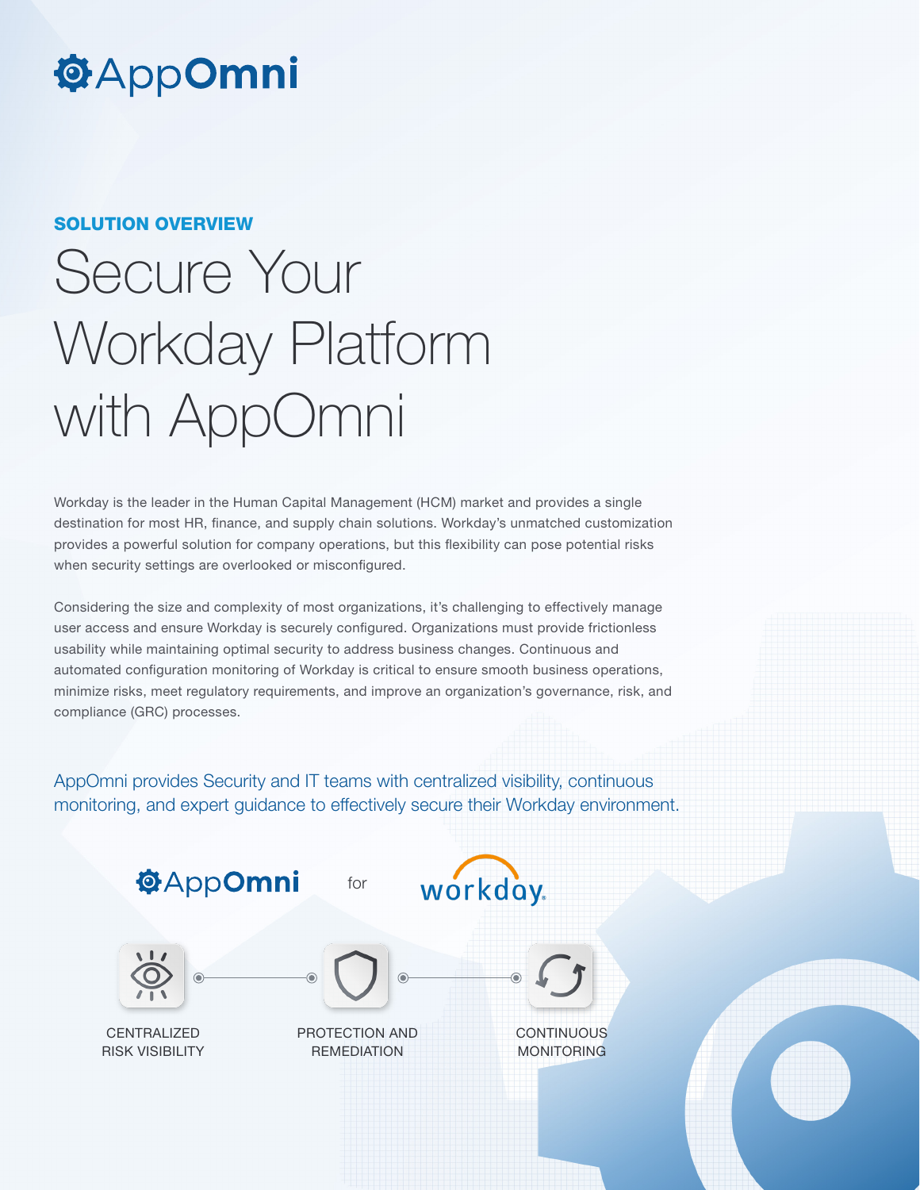AppOmni

**SOLUTION OVERVIEW**

# Secure Your Workday Platform with AppOmni

Workday is the leader in the Human Capital Management (HCM) market and provides a single destination for most HR, finance, and supply chain solutions. Workday's unmatched customization provides a powerful solution for company operations, but this flexibility can pose potential risks when security settings are overlooked or misconfigured.

Considering the size and complexity of most organizations, it's challenging to effectively manage user access and ensure Workday is securely configured. Organizations must provide frictionless usability while maintaining optimal security to address business changes. Continuous and automated configuration monitoring of Workday is critical to ensure smooth business operations, minimize risks, meet regulatory requirements, and improve an organization's governance, risk, and compliance (GRC) processes.

AppOmni provides Security and IT teams with centralized visibility, continuous monitoring, and expert guidance to effectively secure their Workday environment.

AppOmni for workday

CENTRALIZED RISK VISIBILITY

PROTECTION AND REMEDIATION

CONTINUOUS MONITORING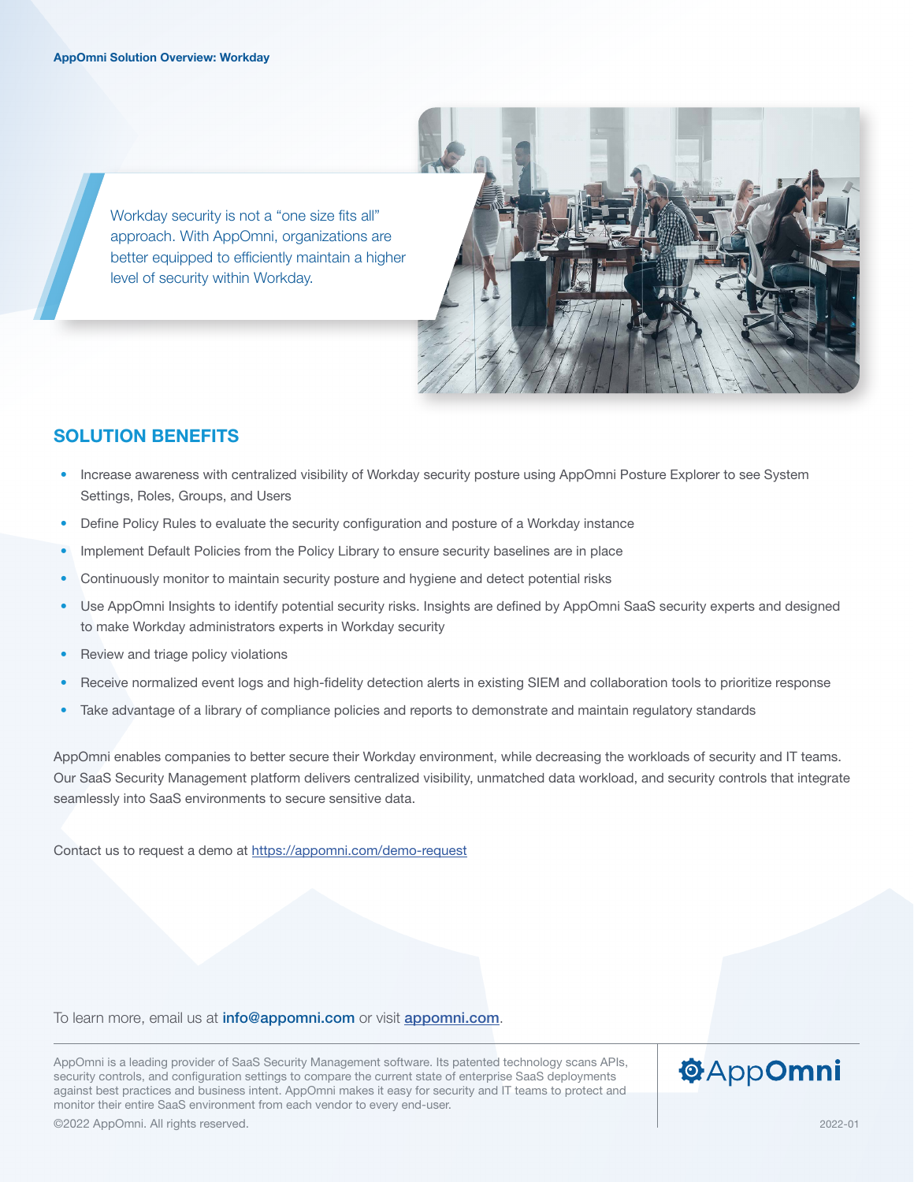Workday security is not a "one size fits all" approach. With AppOmni, organizations are better equipped to efficiently maintain a higher level of security within Workday.

## SOLUTION BENEFITS

- Increase awareness with centralized visibility of Workday security posture using AppOmni Posture Explorer to see System Settings, Roles, Groups, and Users
- Define Policy Rules to evaluate the security configuration and posture of a Workday instance
- Implement Default Policies from the Policy Library to ensure security baselines are in place
- Continuously monitor to maintain security posture and hygiene and detect potential risks
- Use AppOmni Insights to identify potential security risks. Insights are defined by AppOmni SaaS security experts and designed to make Workday administrators experts in Workday security
- Review and triage policy violations
- Receive normalized event logs and high-fidelity detection alerts in existing SIEM and collaboration tools to prioritize response
- Take advantage of a library of compliance policies and reports to demonstrate and maintain regulatory standards

AppOmni enables companies to better secure their Workday environment, while decreasing the workloads of security and IT teams. Our SaaS Security Management platform delivers centralized visibility, unmatched data workload, and security controls that integrate seamlessly into SaaS environments to secure sensitive data.

Contact us to request a demo at [https://appomni.com/demo-request](https://appomni.com/demo-request)

To learn more, email us at **info@appomni.com** or visit [appomni.com](https://appomni.com).

AppOmni is a leading provider of SaaS Security Management software. Its patented technology scans APIs, security controls, and configuration settings to compare the current state of enterprise SaaS deployments against best practices and business intent. AppOmni makes it easy for security and IT teams to protect and monitor their entire SaaS environment from each vendor to every end-user.

©2022 AppOmni. All rights reserved.

AppOmni

2022-01